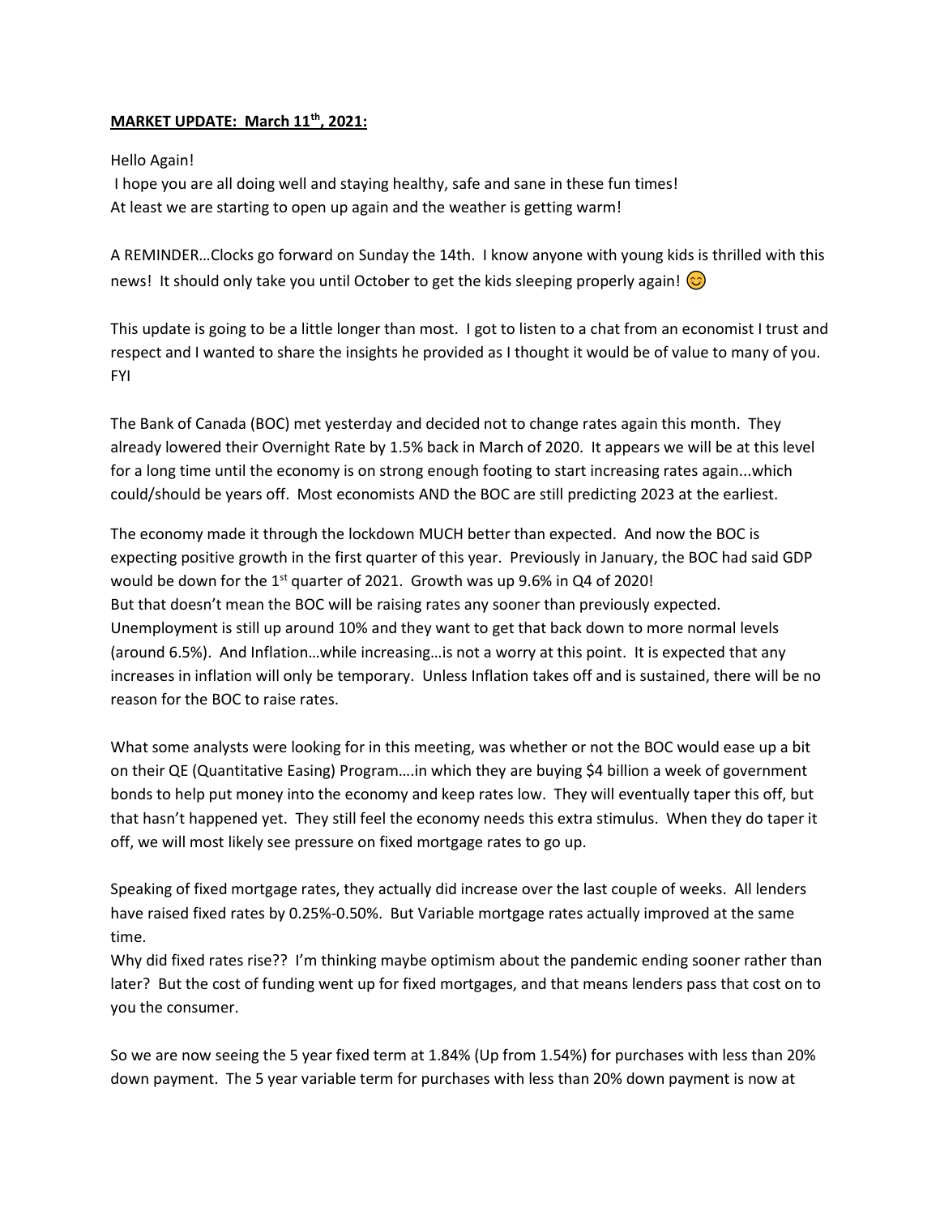**MARKET UPDATE: March 11th, 2021:**

Hello Again!
I hope you are all doing well and staying healthy, safe and sane in these fun times!
At least we are starting to open up again and the weather is getting warm!

A REMINDER…Clocks go forward on Sunday the 14th. I know anyone with young kids is thrilled with this news! It should only take you until October to get the kids sleeping properly again! 😊

This update is going to be a little longer than most. I got to listen to a chat from an economist I trust and respect and I wanted to share the insights he provided as I thought it would be of value to many of you. FYI

The Bank of Canada (BOC) met yesterday and decided not to change rates again this month. They already lowered their Overnight Rate by 1.5% back in March of 2020. It appears we will be at this level for a long time until the economy is on strong enough footing to start increasing rates again...which could/should be years off. Most economists AND the BOC are still predicting 2023 at the earliest.

The economy made it through the lockdown MUCH better than expected. And now the BOC is expecting positive growth in the first quarter of this year. Previously in January, the BOC had said GDP would be down for the 1st quarter of 2021. Growth was up 9.6% in Q4 of 2020!
But that doesn't mean the BOC will be raising rates any sooner than previously expected. Unemployment is still up around 10% and they want to get that back down to more normal levels (around 6.5%). And Inflation…while increasing…is not a worry at this point. It is expected that any increases in inflation will only be temporary. Unless Inflation takes off and is sustained, there will be no reason for the BOC to raise rates.

What some analysts were looking for in this meeting, was whether or not the BOC would ease up a bit on their QE (Quantitative Easing) Program….in which they are buying $4 billion a week of government bonds to help put money into the economy and keep rates low. They will eventually taper this off, but that hasn't happened yet. They still feel the economy needs this extra stimulus. When they do taper it off, we will most likely see pressure on fixed mortgage rates to go up.

Speaking of fixed mortgage rates, they actually did increase over the last couple of weeks. All lenders have raised fixed rates by 0.25%-0.50%. But Variable mortgage rates actually improved at the same time.
Why did fixed rates rise?? I'm thinking maybe optimism about the pandemic ending sooner rather than later? But the cost of funding went up for fixed mortgages, and that means lenders pass that cost on to you the consumer.

So we are now seeing the 5 year fixed term at 1.84% (Up from 1.54%) for purchases with less than 20% down payment. The 5 year variable term for purchases with less than 20% down payment is now at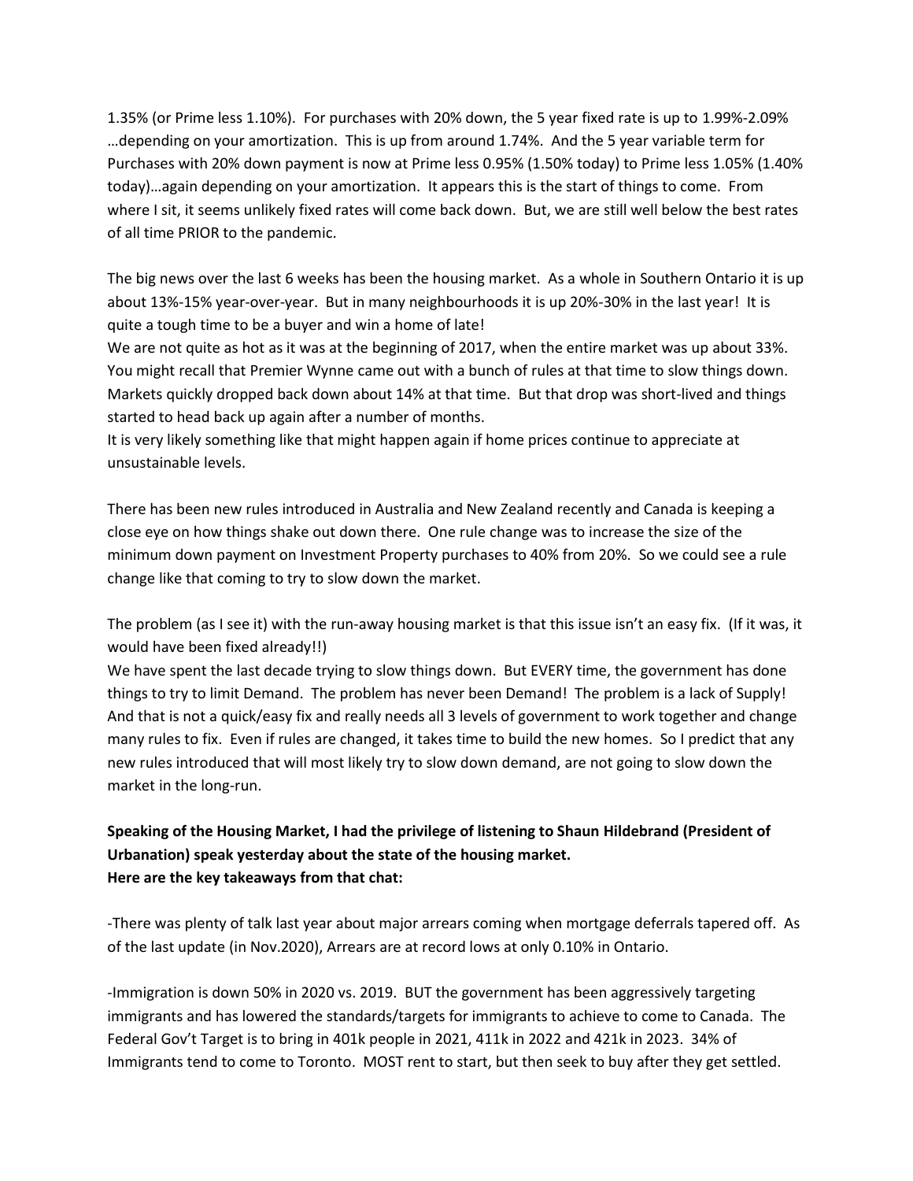1.35% (or Prime less 1.10%). For purchases with 20% down, the 5 year fixed rate is up to 1.99%-2.09% …depending on your amortization. This is up from around 1.74%. And the 5 year variable term for Purchases with 20% down payment is now at Prime less 0.95% (1.50% today) to Prime less 1.05% (1.40% today)…again depending on your amortization. It appears this is the start of things to come. From where I sit, it seems unlikely fixed rates will come back down. But, we are still well below the best rates of all time PRIOR to the pandemic.

The big news over the last 6 weeks has been the housing market. As a whole in Southern Ontario it is up about 13%-15% year-over-year. But in many neighbourhoods it is up 20%-30% in the last year! It is quite a tough time to be a buyer and win a home of late!
We are not quite as hot as it was at the beginning of 2017, when the entire market was up about 33%. You might recall that Premier Wynne came out with a bunch of rules at that time to slow things down. Markets quickly dropped back down about 14% at that time. But that drop was short-lived and things started to head back up again after a number of months.
It is very likely something like that might happen again if home prices continue to appreciate at unsustainable levels.

There has been new rules introduced in Australia and New Zealand recently and Canada is keeping a close eye on how things shake out down there. One rule change was to increase the size of the minimum down payment on Investment Property purchases to 40% from 20%. So we could see a rule change like that coming to try to slow down the market.

The problem (as I see it) with the run-away housing market is that this issue isn't an easy fix. (If it was, it would have been fixed already!!)
We have spent the last decade trying to slow things down. But EVERY time, the government has done things to try to limit Demand. The problem has never been Demand! The problem is a lack of Supply! And that is not a quick/easy fix and really needs all 3 levels of government to work together and change many rules to fix. Even if rules are changed, it takes time to build the new homes. So I predict that any new rules introduced that will most likely try to slow down demand, are not going to slow down the market in the long-run.

**Speaking of the Housing Market, I had the privilege of listening to Shaun Hildebrand (President of Urbanation) speak yesterday about the state of the housing market.**
**Here are the key takeaways from that chat:**

-There was plenty of talk last year about major arrears coming when mortgage deferrals tapered off. As of the last update (in Nov.2020), Arrears are at record lows at only 0.10% in Ontario.

-Immigration is down 50% in 2020 vs. 2019. BUT the government has been aggressively targeting immigrants and has lowered the standards/targets for immigrants to achieve to come to Canada. The Federal Gov't Target is to bring in 401k people in 2021, 411k in 2022 and 421k in 2023. 34% of Immigrants tend to come to Toronto. MOST rent to start, but then seek to buy after they get settled.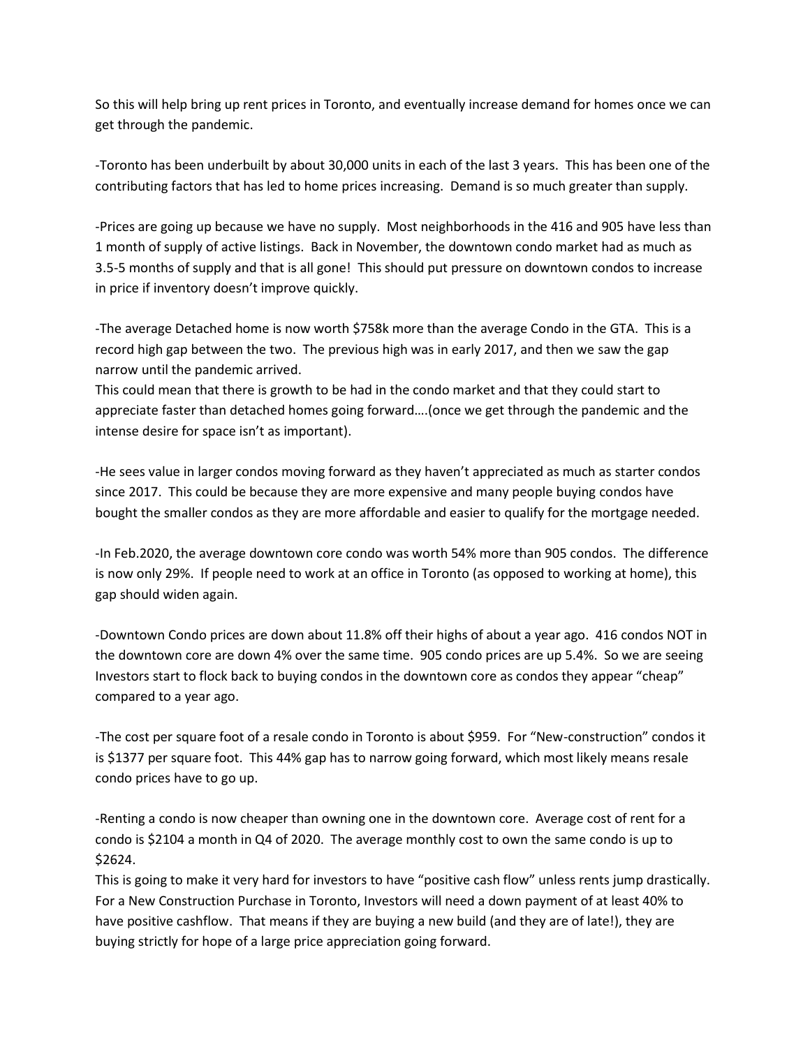So this will help bring up rent prices in Toronto, and eventually increase demand for homes once we can get through the pandemic.

-Toronto has been underbuilt by about 30,000 units in each of the last 3 years. This has been one of the contributing factors that has led to home prices increasing. Demand is so much greater than supply.

-Prices are going up because we have no supply. Most neighborhoods in the 416 and 905 have less than 1 month of supply of active listings. Back in November, the downtown condo market had as much as 3.5-5 months of supply and that is all gone! This should put pressure on downtown condos to increase in price if inventory doesn't improve quickly.

-The average Detached home is now worth $758k more than the average Condo in the GTA. This is a record high gap between the two. The previous high was in early 2017, and then we saw the gap narrow until the pandemic arrived.
This could mean that there is growth to be had in the condo market and that they could start to appreciate faster than detached homes going forward….(once we get through the pandemic and the intense desire for space isn't as important).

-He sees value in larger condos moving forward as they haven't appreciated as much as starter condos since 2017. This could be because they are more expensive and many people buying condos have bought the smaller condos as they are more affordable and easier to qualify for the mortgage needed.

-In Feb.2020, the average downtown core condo was worth 54% more than 905 condos. The difference is now only 29%. If people need to work at an office in Toronto (as opposed to working at home), this gap should widen again.

-Downtown Condo prices are down about 11.8% off their highs of about a year ago. 416 condos NOT in the downtown core are down 4% over the same time. 905 condo prices are up 5.4%. So we are seeing Investors start to flock back to buying condos in the downtown core as condos they appear "cheap" compared to a year ago.

-The cost per square foot of a resale condo in Toronto is about $959. For "New-construction" condos it is $1377 per square foot. This 44% gap has to narrow going forward, which most likely means resale condo prices have to go up.

-Renting a condo is now cheaper than owning one in the downtown core. Average cost of rent for a condo is $2104 a month in Q4 of 2020. The average monthly cost to own the same condo is up to $2624.
This is going to make it very hard for investors to have "positive cash flow" unless rents jump drastically. For a New Construction Purchase in Toronto, Investors will need a down payment of at least 40% to have positive cashflow. That means if they are buying a new build (and they are of late!), they are buying strictly for hope of a large price appreciation going forward.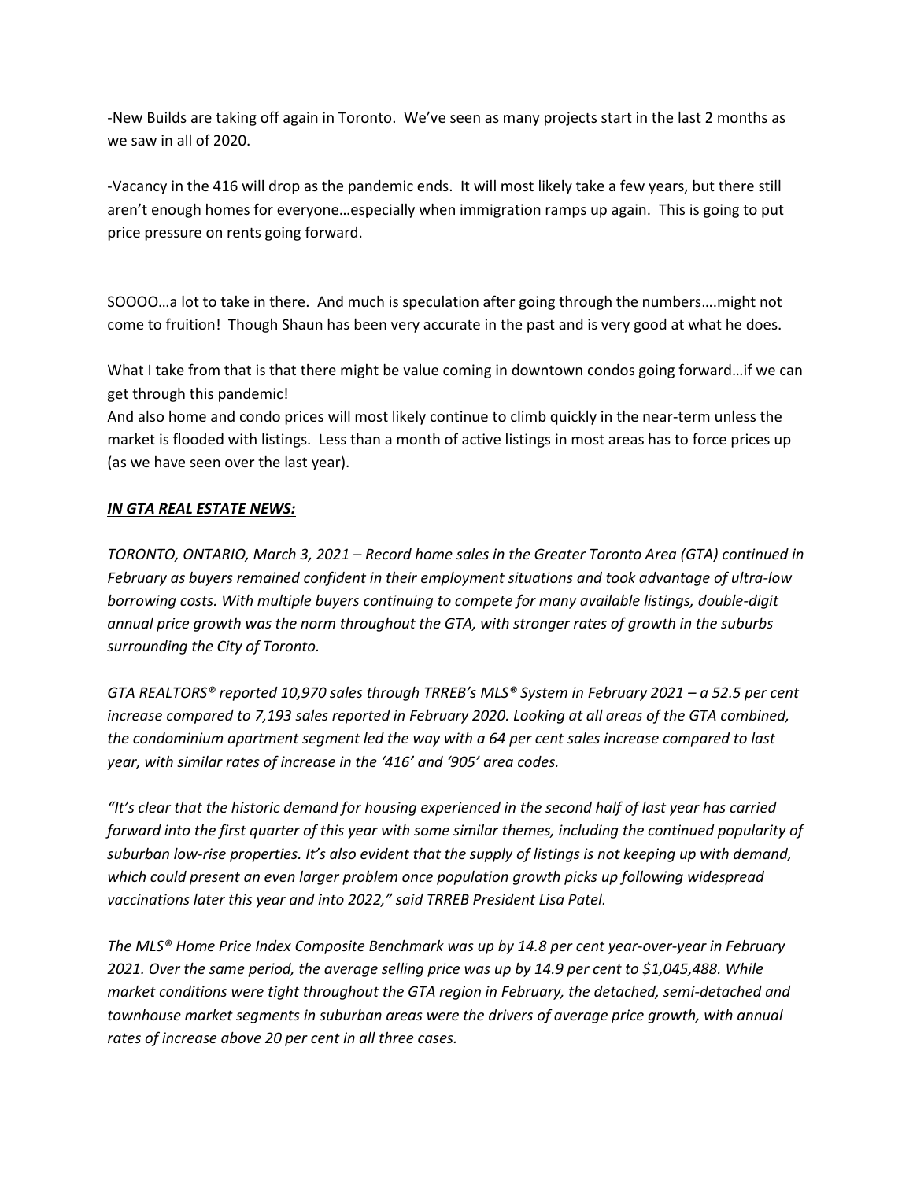-New Builds are taking off again in Toronto. We've seen as many projects start in the last 2 months as we saw in all of 2020.

-Vacancy in the 416 will drop as the pandemic ends. It will most likely take a few years, but there still aren't enough homes for everyone…especially when immigration ramps up again. This is going to put price pressure on rents going forward.

SOOOO…a lot to take in there. And much is speculation after going through the numbers….might not come to fruition! Though Shaun has been very accurate in the past and is very good at what he does.

What I take from that is that there might be value coming in downtown condos going forward…if we can get through this pandemic!
And also home and condo prices will most likely continue to climb quickly in the near-term unless the market is flooded with listings. Less than a month of active listings in most areas has to force prices up (as we have seen over the last year).

***IN GTA REAL ESTATE NEWS:***

*TORONTO, ONTARIO, March 3, 2021 – Record home sales in the Greater Toronto Area (GTA) continued in February as buyers remained confident in their employment situations and took advantage of ultra-low borrowing costs. With multiple buyers continuing to compete for many available listings, double-digit annual price growth was the norm throughout the GTA, with stronger rates of growth in the suburbs surrounding the City of Toronto.*

*GTA REALTORS® reported 10,970 sales through TRREB's MLS® System in February 2021 – a 52.5 per cent increase compared to 7,193 sales reported in February 2020. Looking at all areas of the GTA combined, the condominium apartment segment led the way with a 64 per cent sales increase compared to last year, with similar rates of increase in the '416' and '905' area codes.*

*"It's clear that the historic demand for housing experienced in the second half of last year has carried forward into the first quarter of this year with some similar themes, including the continued popularity of suburban low-rise properties. It's also evident that the supply of listings is not keeping up with demand, which could present an even larger problem once population growth picks up following widespread vaccinations later this year and into 2022," said TRREB President Lisa Patel.*

*The MLS® Home Price Index Composite Benchmark was up by 14.8 per cent year-over-year in February 2021. Over the same period, the average selling price was up by 14.9 per cent to $1,045,488. While market conditions were tight throughout the GTA region in February, the detached, semi-detached and townhouse market segments in suburban areas were the drivers of average price growth, with annual rates of increase above 20 per cent in all three cases.*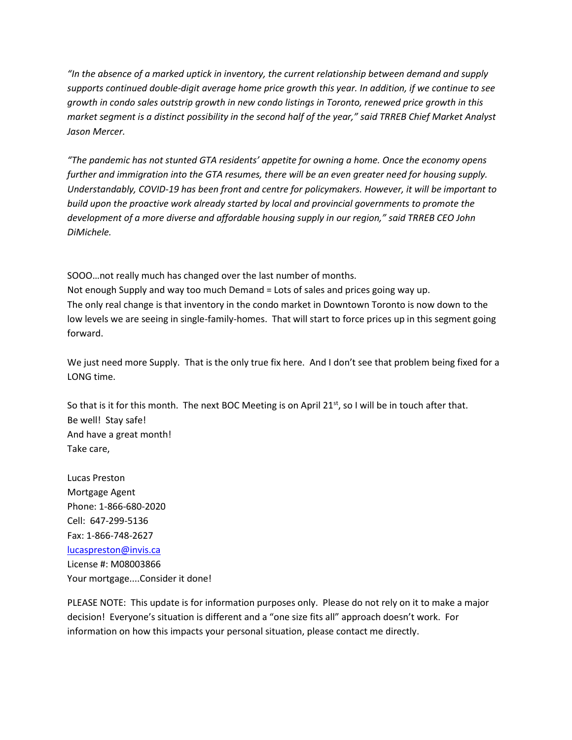*"In the absence of a marked uptick in inventory, the current relationship between demand and supply supports continued double-digit average home price growth this year. In addition, if we continue to see growth in condo sales outstrip growth in new condo listings in Toronto, renewed price growth in this market segment is a distinct possibility in the second half of the year," said TRREB Chief Market Analyst Jason Mercer.*

*"The pandemic has not stunted GTA residents' appetite for owning a home. Once the economy opens further and immigration into the GTA resumes, there will be an even greater need for housing supply. Understandably, COVID-19 has been front and centre for policymakers. However, it will be important to build upon the proactive work already started by local and provincial governments to promote the development of a more diverse and affordable housing supply in our region," said TRREB CEO John DiMichele.*

SOOO…not really much has changed over the last number of months.
Not enough Supply and way too much Demand = Lots of sales and prices going way up.
The only real change is that inventory in the condo market in Downtown Toronto is now down to the low levels we are seeing in single-family-homes. That will start to force prices up in this segment going forward.

We just need more Supply. That is the only true fix here. And I don't see that problem being fixed for a LONG time.

So that is it for this month. The next BOC Meeting is on April 21st, so I will be in touch after that.
Be well! Stay safe!
And have a great month!
Take care,

Lucas Preston
Mortgage Agent
Phone: 1-866-680-2020
Cell: 647-299-5136
Fax: 1-866-748-2627
lucaspreston@invis.ca
License #: M08003866
Your mortgage....Consider it done!

PLEASE NOTE: This update is for information purposes only. Please do not rely on it to make a major decision! Everyone's situation is different and a "one size fits all" approach doesn't work. For information on how this impacts your personal situation, please contact me directly.